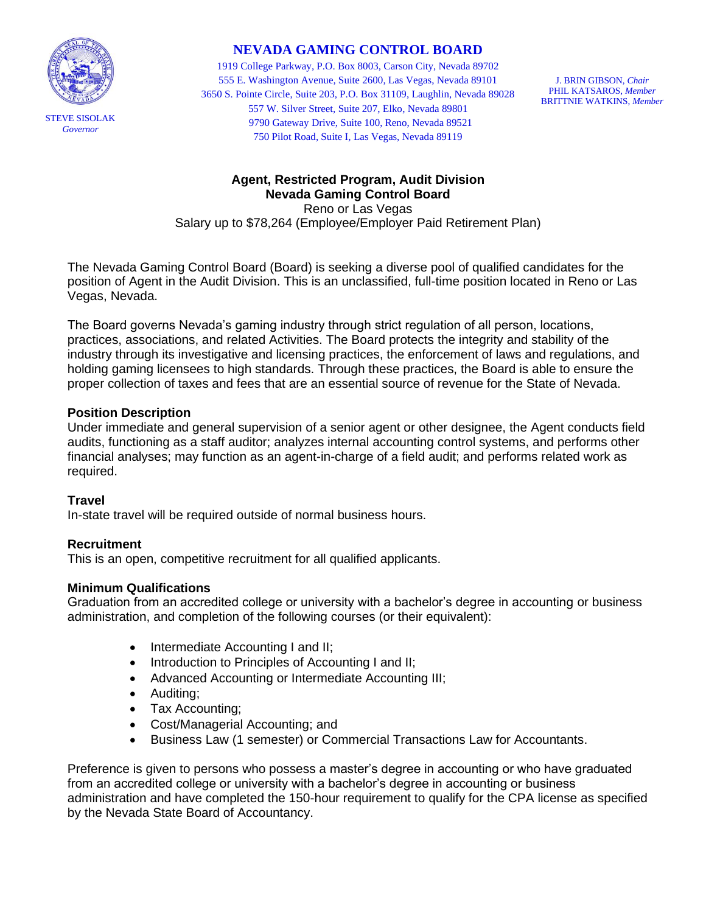STEVE SISOLAK
*Governor*

# NEVADA GAMING CONTROL BOARD

1919 College Parkway, P.O. Box 8003, Carson City, Nevada 89702
555 E. Washington Avenue, Suite 2600, Las Vegas, Nevada 89101
3650 S. Pointe Circle, Suite 203, P.O. Box 31109, Laughlin, Nevada 89028
557 W. Silver Street, Suite 207, Elko, Nevada 89801
9790 Gateway Drive, Suite 100, Reno, Nevada 89521
750 Pilot Road, Suite I, Las Vegas, Nevada 89119

J. BRIN GIBSON, *Chair*
PHIL KATSAROS, *Member*
BRITTNIE WATKINS, *Member*

## Agent, Restricted Program, Audit Division
## Nevada Gaming Control Board

Reno or Las Vegas
Salary up to $78,264 (Employee/Employer Paid Retirement Plan)

The Nevada Gaming Control Board (Board) is seeking a diverse pool of qualified candidates for the position of Agent in the Audit Division. This is an unclassified, full-time position located in Reno or Las Vegas, Nevada.

The Board governs Nevada's gaming industry through strict regulation of all person, locations, practices, associations, and related Activities. The Board protects the integrity and stability of the industry through its investigative and licensing practices, the enforcement of laws and regulations, and holding gaming licensees to high standards. Through these practices, the Board is able to ensure the proper collection of taxes and fees that are an essential source of revenue for the State of Nevada.

### Position Description

Under immediate and general supervision of a senior agent or other designee, the Agent conducts field audits, functioning as a staff auditor; analyzes internal accounting control systems, and performs other financial analyses; may function as an agent-in-charge of a field audit; and performs related work as required.

### Travel

In-state travel will be required outside of normal business hours.

### Recruitment

This is an open, competitive recruitment for all qualified applicants.

### Minimum Qualifications

Graduation from an accredited college or university with a bachelor's degree in accounting or business administration, and completion of the following courses (or their equivalent):

- Intermediate Accounting I and II;
- Introduction to Principles of Accounting I and II;
- Advanced Accounting or Intermediate Accounting III;
- Auditing;
- Tax Accounting;
- Cost/Managerial Accounting; and
- Business Law (1 semester) or Commercial Transactions Law for Accountants.

Preference is given to persons who possess a master's degree in accounting or who have graduated from an accredited college or university with a bachelor's degree in accounting or business administration and have completed the 150-hour requirement to qualify for the CPA license as specified by the Nevada State Board of Accountancy.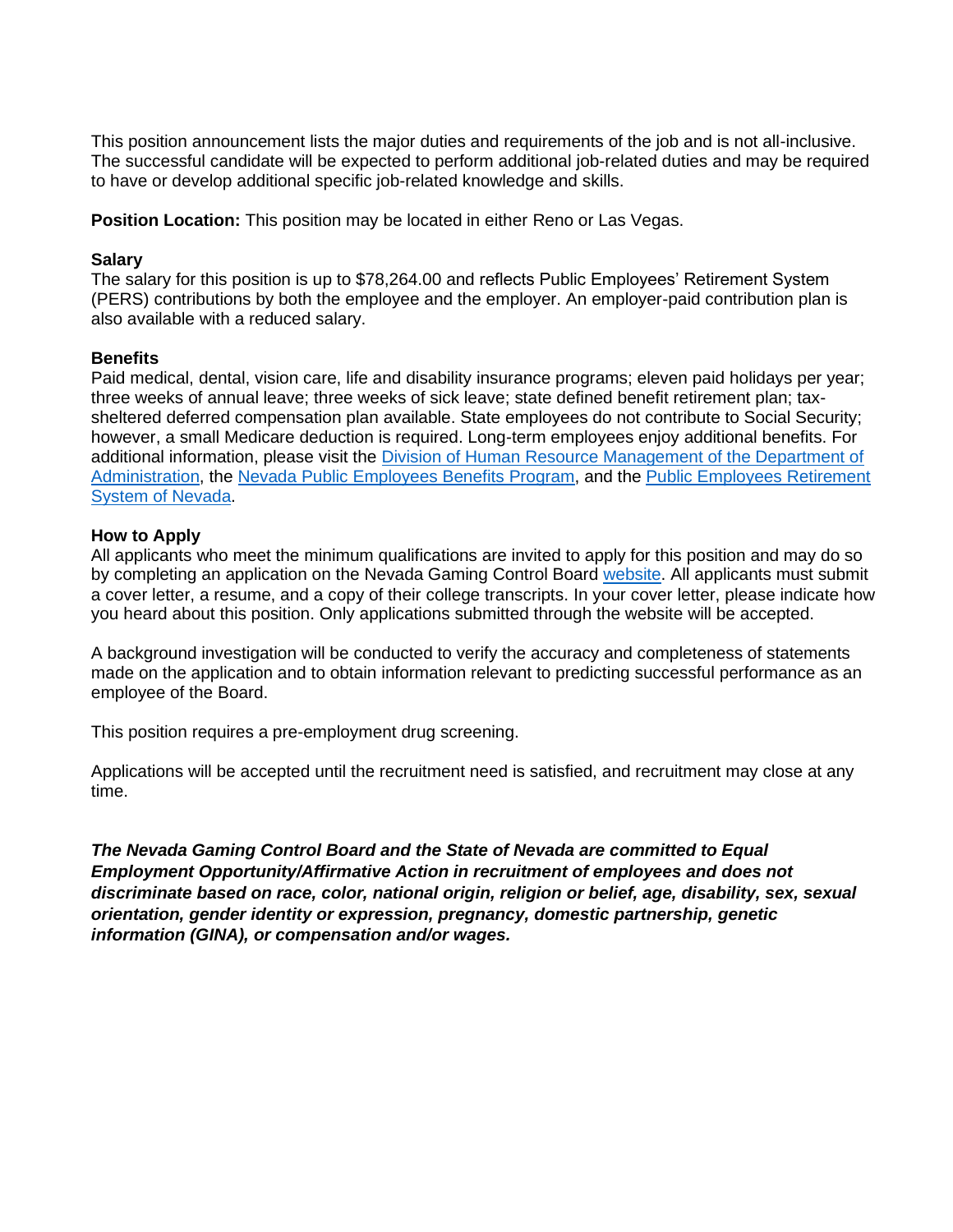This position announcement lists the major duties and requirements of the job and is not all-inclusive. The successful candidate will be expected to perform additional job-related duties and may be required to have or develop additional specific job-related knowledge and skills.

**Position Location:** This position may be located in either Reno or Las Vegas.

**Salary**

The salary for this position is up to $78,264.00 and reflects Public Employees' Retirement System (PERS) contributions by both the employee and the employer. An employer-paid contribution plan is also available with a reduced salary.

**Benefits**

Paid medical, dental, vision care, life and disability insurance programs; eleven paid holidays per year; three weeks of annual leave; three weeks of sick leave; state defined benefit retirement plan; tax-sheltered deferred compensation plan available. State employees do not contribute to Social Security; however, a small Medicare deduction is required. Long-term employees enjoy additional benefits. For additional information, please visit the Division of Human Resource Management of the Department of Administration, the Nevada Public Employees Benefits Program, and the Public Employees Retirement System of Nevada.

**How to Apply**

All applicants who meet the minimum qualifications are invited to apply for this position and may do so by completing an application on the Nevada Gaming Control Board website. All applicants must submit a cover letter, a resume, and a copy of their college transcripts. In your cover letter, please indicate how you heard about this position. Only applications submitted through the website will be accepted.

A background investigation will be conducted to verify the accuracy and completeness of statements made on the application and to obtain information relevant to predicting successful performance as an employee of the Board.

This position requires a pre-employment drug screening.

Applications will be accepted until the recruitment need is satisfied, and recruitment may close at any time.

***The Nevada Gaming Control Board and the State of Nevada are committed to Equal Employment Opportunity/Affirmative Action in recruitment of employees and does not discriminate based on race, color, national origin, religion or belief, age, disability, sex, sexual orientation, gender identity or expression, pregnancy, domestic partnership, genetic information (GINA), or compensation and/or wages.***